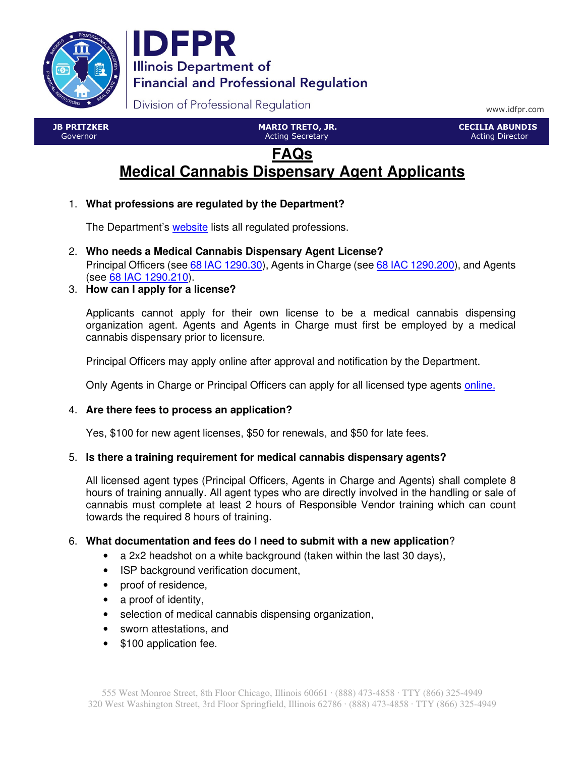# IDFPR

Illinois Department of Financial and Professional Regulation

Division of Professional Regulation

www.idfpr.com

| JB PRITZKER | MARIO TRETO, JR. | CECILIA ABUNDIS |
|---|---|---|
| Governor | Acting Secretary | Acting Director |

# FAQs
# Medical Cannabis Dispensary Agent Applicants

1. **What professions are regulated by the Department?**

   The Department's website lists all regulated professions.

2. **Who needs a Medical Cannabis Dispensary Agent License?**
   Principal Officers (see 68 IAC 1290.30), Agents in Charge (see 68 IAC 1290.200), and Agents (see 68 IAC 1290.210).

3. **How can I apply for a license?**

   Applicants cannot apply for their own license to be a medical cannabis dispensing organization agent. Agents and Agents in Charge must first be employed by a medical cannabis dispensary prior to licensure.

   Principal Officers may apply online after approval and notification by the Department.

   Only Agents in Charge or Principal Officers can apply for all licensed type agents online.

4. **Are there fees to process an application?**

   Yes, $100 for new agent licenses, $50 for renewals, and $50 for late fees.

5. **Is there a training requirement for medical cannabis dispensary agents?**

   All licensed agent types (Principal Officers, Agents in Charge and Agents) shall complete 8 hours of training annually. All agent types who are directly involved in the handling or sale of cannabis must complete at least 2 hours of Responsible Vendor training which can count towards the required 8 hours of training.

6. **What documentation and fees do I need to submit with a new application**?
   - a 2x2 headshot on a white background (taken within the last 30 days),
   - ISP background verification document,
   - proof of residence,
   - a proof of identity,
   - selection of medical cannabis dispensing organization,
   - sworn attestations, and
   - $100 application fee.

555 West Monroe Street, 8th Floor Chicago, Illinois 60661 · (888) 473-4858 · TTY (866) 325-4949
320 West Washington Street, 3rd Floor Springfield, Illinois 62786 · (888) 473-4858 · TTY (866) 325-4949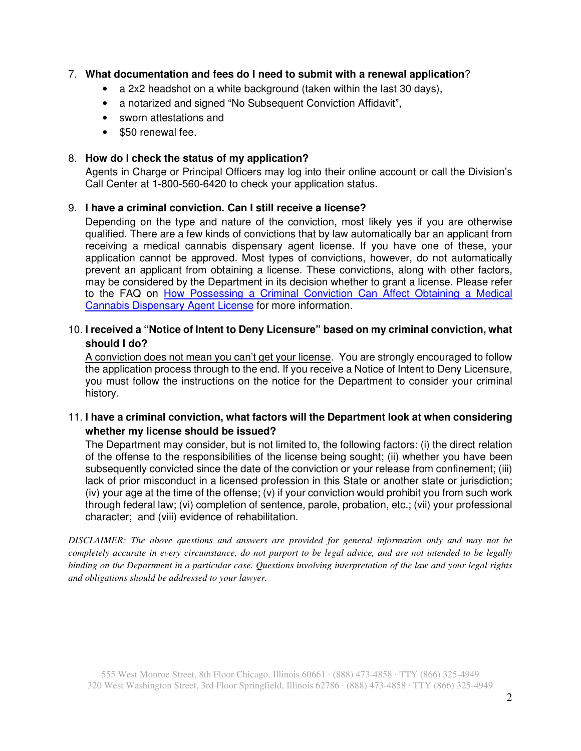7. **What documentation and fees do I need to submit with a renewal application**?
   - a 2x2 headshot on a white background (taken within the last 30 days),
   - a notarized and signed "No Subsequent Conviction Affidavit",
   - sworn attestations and
   - $50 renewal fee.

8. **How do I check the status of my application?**

   Agents in Charge or Principal Officers may log into their online account or call the Division's Call Center at 1-800-560-6420 to check your application status.

9. **I have a criminal conviction. Can I still receive a license?**

   Depending on the type and nature of the conviction, most likely yes if you are otherwise qualified. There are a few kinds of convictions that by law automatically bar an applicant from receiving a medical cannabis dispensary agent license. If you have one of these, your application cannot be approved. Most types of convictions, however, do not automatically prevent an applicant from obtaining a license. These convictions, along with other factors, may be considered by the Department in its decision whether to grant a license. Please refer to the FAQ on [How Possessing a Criminal Conviction Can Affect Obtaining a Medical Cannabis Dispensary Agent License]() for more information.

10. **I received a "Notice of Intent to Deny Licensure" based on my criminal conviction, what should I do?**

    A conviction does not mean you can't get your license. You are strongly encouraged to follow the application process through to the end. If you receive a Notice of Intent to Deny Licensure, you must follow the instructions on the notice for the Department to consider your criminal history.

11. **I have a criminal conviction, what factors will the Department look at when considering whether my license should be issued?**

    The Department may consider, but is not limited to, the following factors: (i) the direct relation of the offense to the responsibilities of the license being sought; (ii) whether you have been subsequently convicted since the date of the conviction or your release from confinement; (iii) lack of prior misconduct in a licensed profession in this State or another state or jurisdiction; (iv) your age at the time of the offense; (v) if your conviction would prohibit you from such work through federal law; (vi) completion of sentence, parole, probation, etc.; (vii) your professional character; and (viii) evidence of rehabilitation.

*DISCLAIMER: The above questions and answers are provided for general information only and may not be completely accurate in every circumstance, do not purport to be legal advice, and are not intended to be legally binding on the Department in a particular case. Questions involving interpretation of the law and your legal rights and obligations should be addressed to your lawyer.*

555 West Monroe Street, 8th Floor Chicago, Illinois 60661 · (888) 473-4858 · TTY (866) 325-4949
320 West Washington Street, 3rd Floor Springfield, Illinois 62786 · (888) 473-4858 · TTY (866) 325-4949